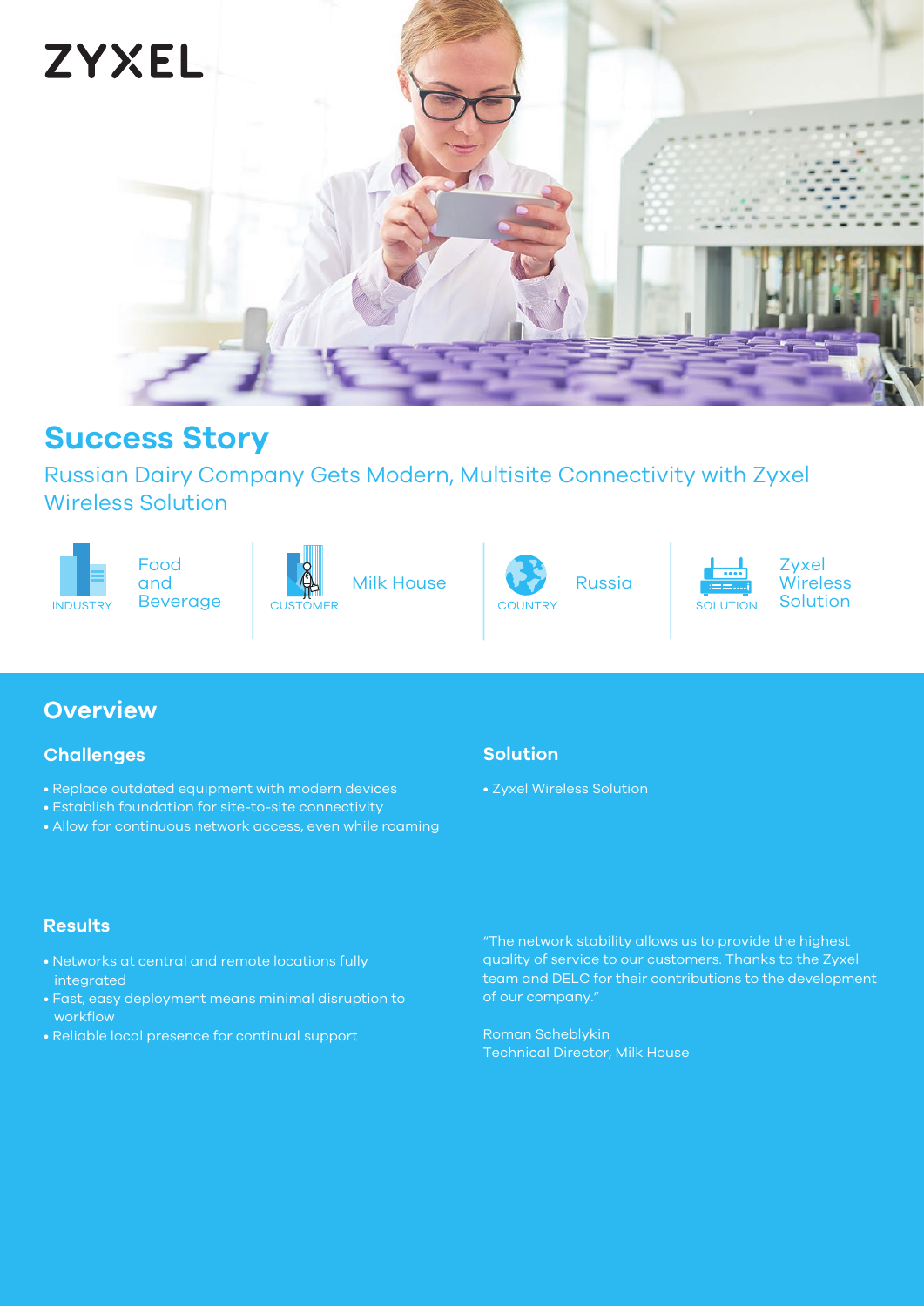ZYXEL

# Success Story

## Russian Dairy Company Gets Modern, Multisite Connectivity with Zyxel Wireless Solution

| INDUSTRY | CUSTOMER | COUNTRY | SOLUTION |
| --- | --- | --- | --- |
| Food and Beverage | Milk House | Russia | Zyxel Wireless Solution |

## Overview

### Challenges

- Replace outdated equipment with modern devices
- Establish foundation for site-to-site connectivity
- Allow for continuous network access, even while roaming

### Solution

- Zyxel Wireless Solution

### Results

- Networks at central and remote locations fully integrated
- Fast, easy deployment means minimal disruption to workflow
- Reliable local presence for continual support

"The network stability allows us to provide the highest quality of service to our customers. Thanks to the Zyxel team and DELC for their contributions to the development of our company."

Roman Scheblykin
Technical Director, Milk House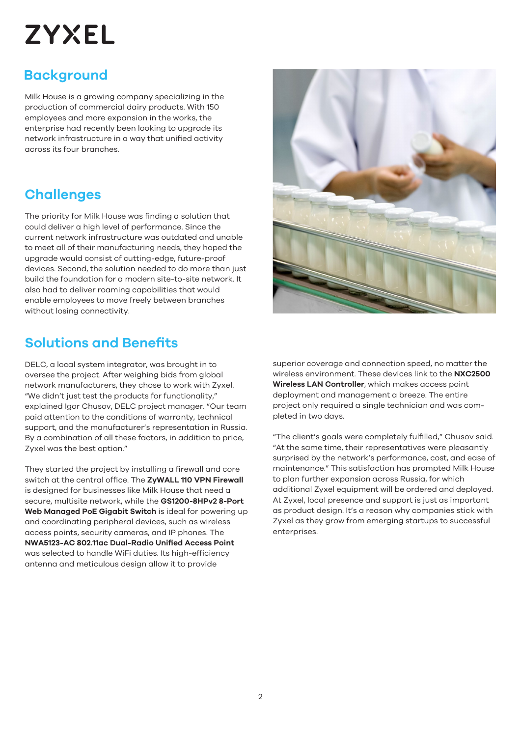ZYXEL

## Background

Milk House is a growing company specializing in the production of commercial dairy products. With 150 employees and more expansion in the works, the enterprise had recently been looking to upgrade its network infrastructure in a way that unified activity across its four branches.

## Challenges

The priority for Milk House was finding a solution that could deliver a high level of performance. Since the current network infrastructure was outdated and unable to meet all of their manufacturing needs, they hoped the upgrade would consist of cutting-edge, future-proof devices. Second, the solution needed to do more than just build the foundation for a modern site-to-site network. It also had to deliver roaming capabilities that would enable employees to move freely between branches without losing connectivity.

## Solutions and Benefits

DELC, a local system integrator, was brought in to oversee the project. After weighing bids from global network manufacturers, they chose to work with Zyxel. "We didn't just test the products for functionality," explained Igor Chusov, DELC project manager. "Our team paid attention to the conditions of warranty, technical support, and the manufacturer's representation in Russia. By a combination of all these factors, in addition to price, Zyxel was the best option."

They started the project by installing a firewall and core switch at the central office. The **ZyWALL 110 VPN Firewall** is designed for businesses like Milk House that need a secure, multisite network, while the **GS1200-8HPv2 8-Port Web Managed PoE Gigabit Switch** is ideal for powering up and coordinating peripheral devices, such as wireless access points, security cameras, and IP phones. The **NWA5123-AC 802.11ac Dual-Radio Unified Access Point** was selected to handle WiFi duties. Its high-efficiency antenna and meticulous design allow it to provide superior coverage and connection speed, no matter the wireless environment. These devices link to the **NXC2500 Wireless LAN Controller**, which makes access point deployment and management a breeze. The entire project only required a single technician and was completed in two days.

"The client's goals were completely fulfilled," Chusov said. "At the same time, their representatives were pleasantly surprised by the network's performance, cost, and ease of maintenance." This satisfaction has prompted Milk House to plan further expansion across Russia, for which additional Zyxel equipment will be ordered and deployed. At Zyxel, local presence and support is just as important as product design. It's a reason why companies stick with Zyxel as they grow from emerging startups to successful enterprises.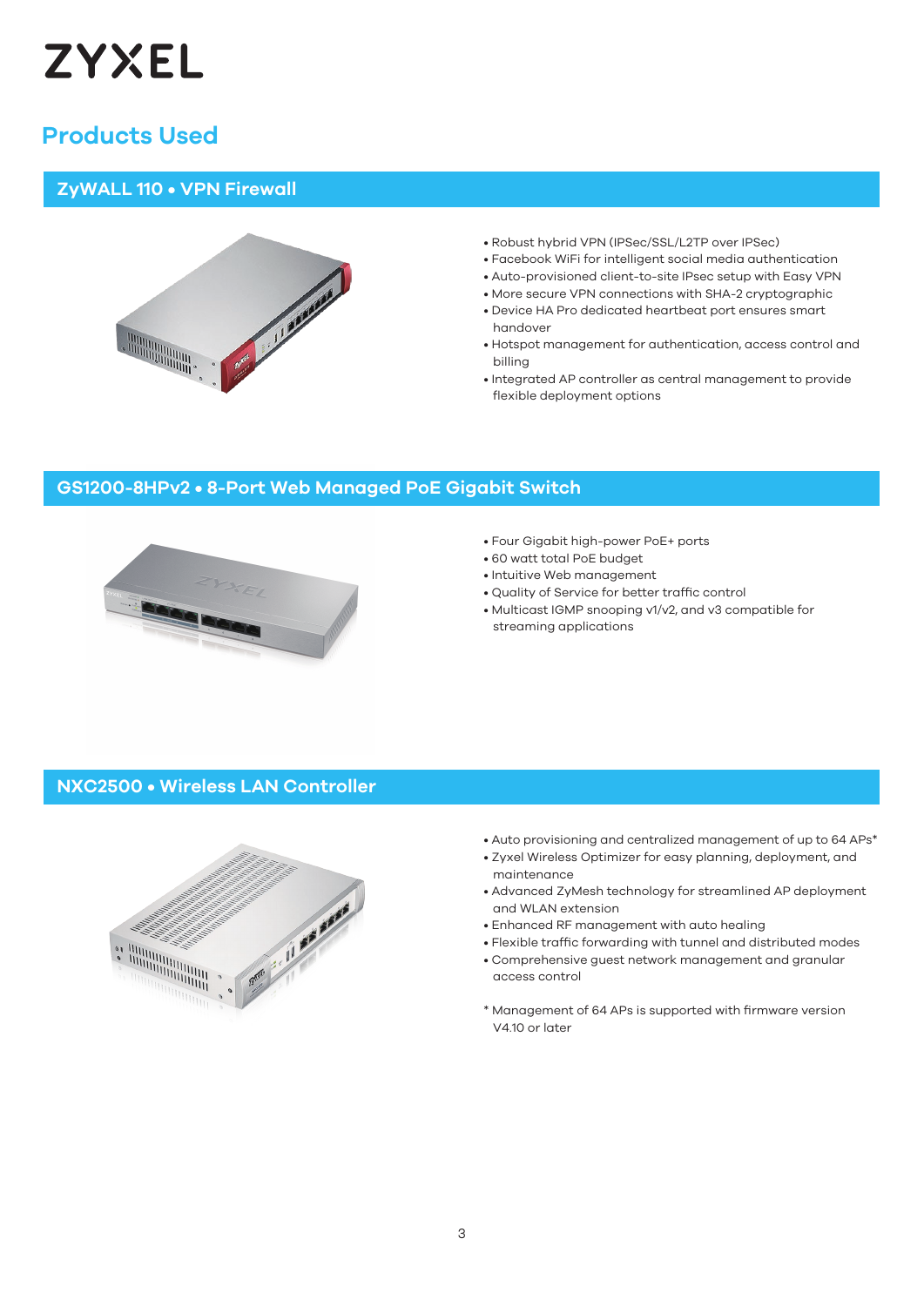# ZYXEL

## Products Used

### ZyWALL 110 • VPN Firewall

- Robust hybrid VPN (IPSec/SSL/L2TP over IPSec)
- Facebook WiFi for intelligent social media authentication
- Auto-provisioned client-to-site IPsec setup with Easy VPN
- More secure VPN connections with SHA-2 cryptographic
- Device HA Pro dedicated heartbeat port ensures smart handover
- Hotspot management for authentication, access control and billing
- Integrated AP controller as central management to provide flexible deployment options

### GS1200-8HPv2 • 8-Port Web Managed PoE Gigabit Switch

- Four Gigabit high-power PoE+ ports
- 60 watt total PoE budget
- Intuitive Web management
- Quality of Service for better traffic control
- Multicast IGMP snooping v1/v2, and v3 compatible for streaming applications

### NXC2500 • Wireless LAN Controller

- Auto provisioning and centralized management of up to 64 APs*
- Zyxel Wireless Optimizer for easy planning, deployment, and maintenance
- Advanced ZyMesh technology for streamlined AP deployment and WLAN extension
- Enhanced RF management with auto healing
- Flexible traffic forwarding with tunnel and distributed modes
- Comprehensive guest network management and granular access control

* Management of 64 APs is supported with firmware version V4.10 or later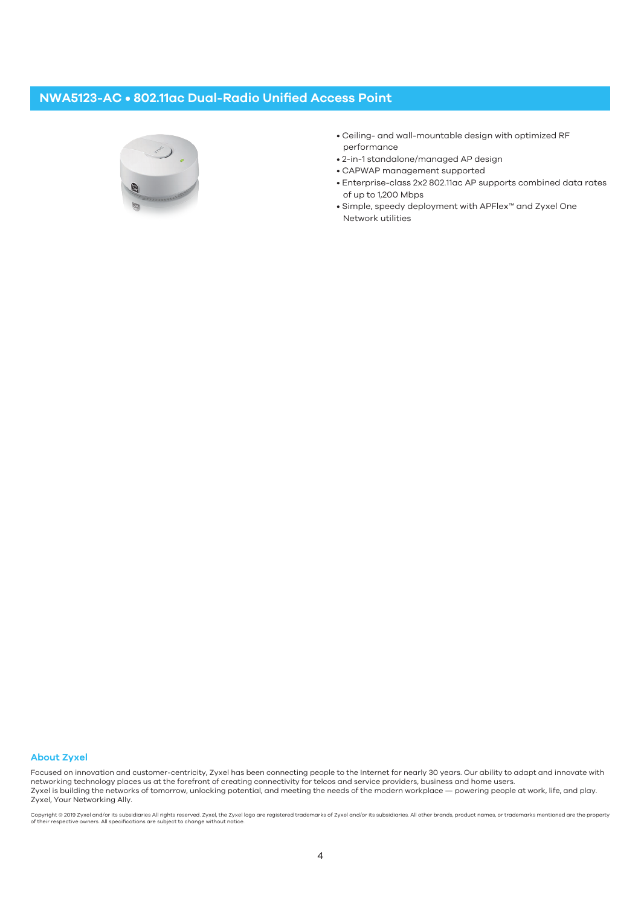## NWA5123-AC • 802.11ac Dual-Radio Unified Access Point

- Ceiling- and wall-mountable design with optimized RF performance
- 2-in-1 standalone/managed AP design
- CAPWAP management supported
- Enterprise-class 2x2 802.11ac AP supports combined data rates of up to 1,200 Mbps
- Simple, speedy deployment with APFlex™ and Zyxel One Network utilities

### About Zyxel

Focused on innovation and customer-centricity, Zyxel has been connecting people to the Internet for nearly 30 years. Our ability to adapt and innovate with networking technology places us at the forefront of creating connectivity for telcos and service providers, business and home users.
Zyxel is building the networks of tomorrow, unlocking potential, and meeting the needs of the modern workplace — powering people at work, life, and play.
Zyxel, Your Networking Ally.

Copyright © 2019 Zyxel and/or its subsidiaries All rights reserved. Zyxel, the Zyxel logo are registered trademarks of Zyxel and/or its subsidiaries. All other brands, product names, or trademarks mentioned are the property of their respective owners. All specifications are subject to change without notice.